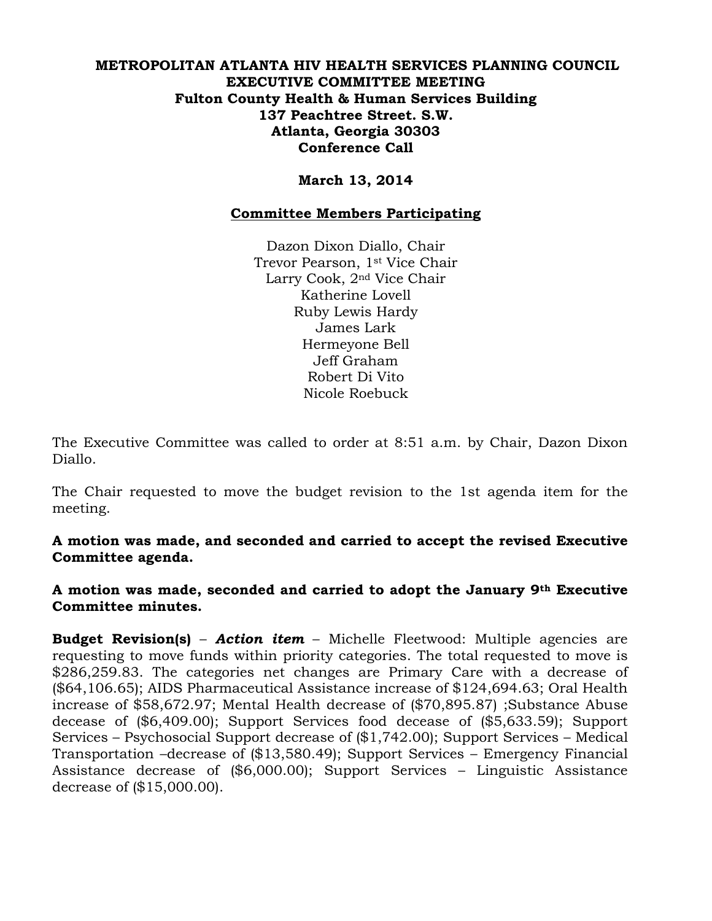**METROPOLITAN ATLANTA HIV HEALTH SERVICES PLANNING COUNCIL**
**EXECUTIVE COMMITTEE MEETING**
**Fulton County Health & Human Services Building**
**137 Peachtree Street. S.W.**
**Atlanta, Georgia 30303**
**Conference Call**

**March 13, 2014**

**Committee Members Participating**

Dazon Dixon Diallo, Chair
Trevor Pearson, 1st Vice Chair
Larry Cook, 2nd Vice Chair
Katherine Lovell
Ruby Lewis Hardy
James Lark
Hermeyone Bell
Jeff Graham
Robert Di Vito
Nicole Roebuck

The Executive Committee was called to order at 8:51 a.m. by Chair, Dazon Dixon Diallo.

The Chair requested to move the budget revision to the 1st agenda item for the meeting.

**A motion was made, and seconded and carried to accept the revised Executive Committee agenda.**

**A motion was made, seconded and carried to adopt the January 9th Executive Committee minutes.**

**Budget Revision(s)** – ***Action item*** – Michelle Fleetwood: Multiple agencies are requesting to move funds within priority categories. The total requested to move is $286,259.83. The categories net changes are Primary Care with a decrease of ($64,106.65); AIDS Pharmaceutical Assistance increase of $124,694.63; Oral Health increase of $58,672.97; Mental Health decrease of ($70,895.87) ;Substance Abuse decease of ($6,409.00); Support Services food decease of ($5,633.59); Support Services – Psychosocial Support decrease of ($1,742.00); Support Services – Medical Transportation –decrease of ($13,580.49); Support Services – Emergency Financial Assistance decrease of ($6,000.00); Support Services – Linguistic Assistance decrease of ($15,000.00).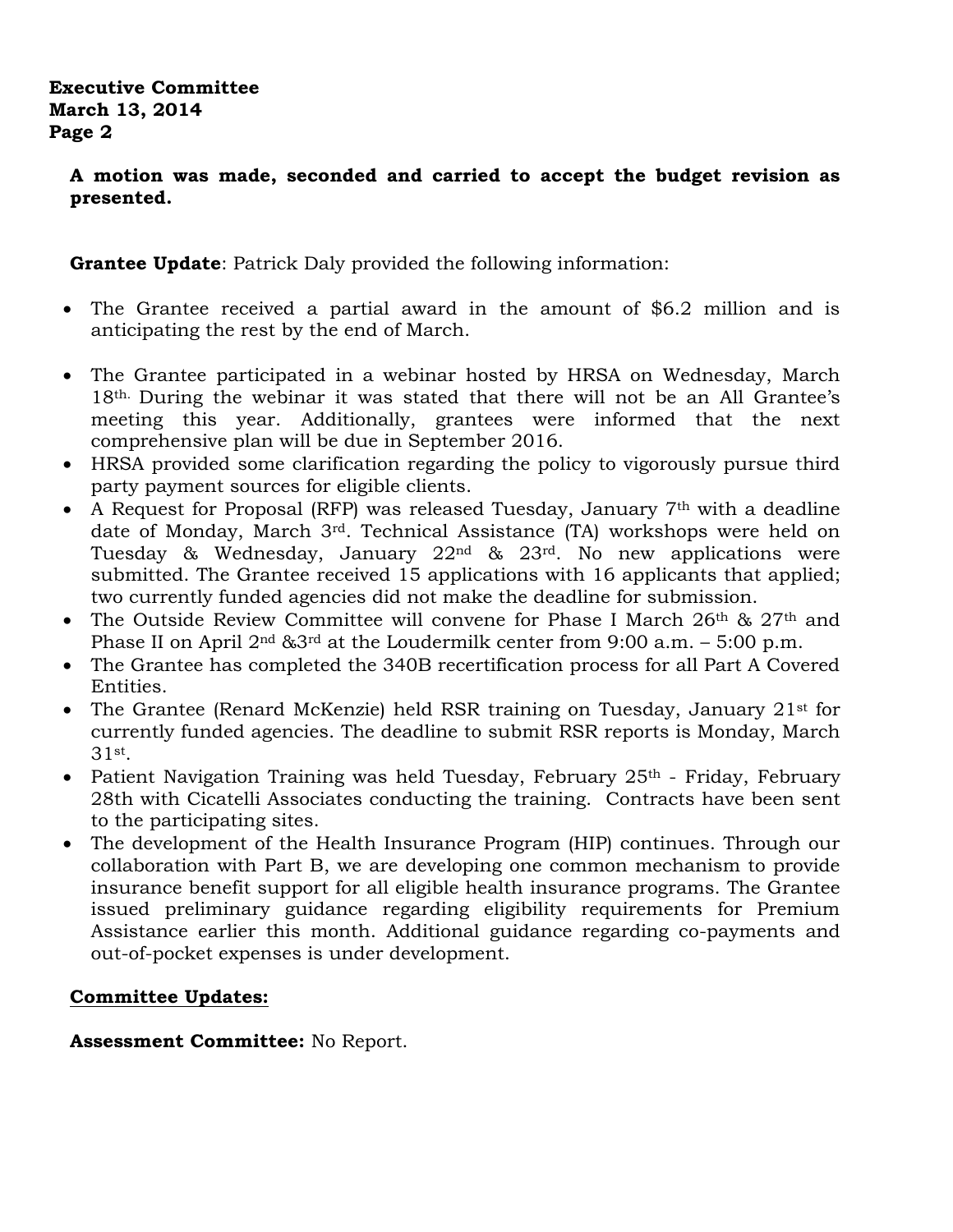**A motion was made, seconded and carried to accept the budget revision as presented.**

**Grantee Update**: Patrick Daly provided the following information:

- The Grantee received a partial award in the amount of $6.2 million and is anticipating the rest by the end of March.
- The Grantee participated in a webinar hosted by HRSA on Wednesday, March 18th. During the webinar it was stated that there will not be an All Grantee's meeting this year. Additionally, grantees were informed that the next comprehensive plan will be due in September 2016.
- HRSA provided some clarification regarding the policy to vigorously pursue third party payment sources for eligible clients.
- A Request for Proposal (RFP) was released Tuesday, January 7th with a deadline date of Monday, March 3rd. Technical Assistance (TA) workshops were held on Tuesday & Wednesday, January 22nd & 23rd. No new applications were submitted. The Grantee received 15 applications with 16 applicants that applied; two currently funded agencies did not make the deadline for submission.
- The Outside Review Committee will convene for Phase I March 26th & 27th and Phase II on April 2nd &3rd at the Loudermilk center from 9:00 a.m. – 5:00 p.m.
- The Grantee has completed the 340B recertification process for all Part A Covered Entities.
- The Grantee (Renard McKenzie) held RSR training on Tuesday, January 21st for currently funded agencies. The deadline to submit RSR reports is Monday, March 31st.
- Patient Navigation Training was held Tuesday, February 25th - Friday, February 28th with Cicatelli Associates conducting the training. Contracts have been sent to the participating sites.
- The development of the Health Insurance Program (HIP) continues. Through our collaboration with Part B, we are developing one common mechanism to provide insurance benefit support for all eligible health insurance programs. The Grantee issued preliminary guidance regarding eligibility requirements for Premium Assistance earlier this month. Additional guidance regarding co-payments and out-of-pocket expenses is under development.

**<u>Committee Updates:</u>**

**Assessment Committee:** No Report.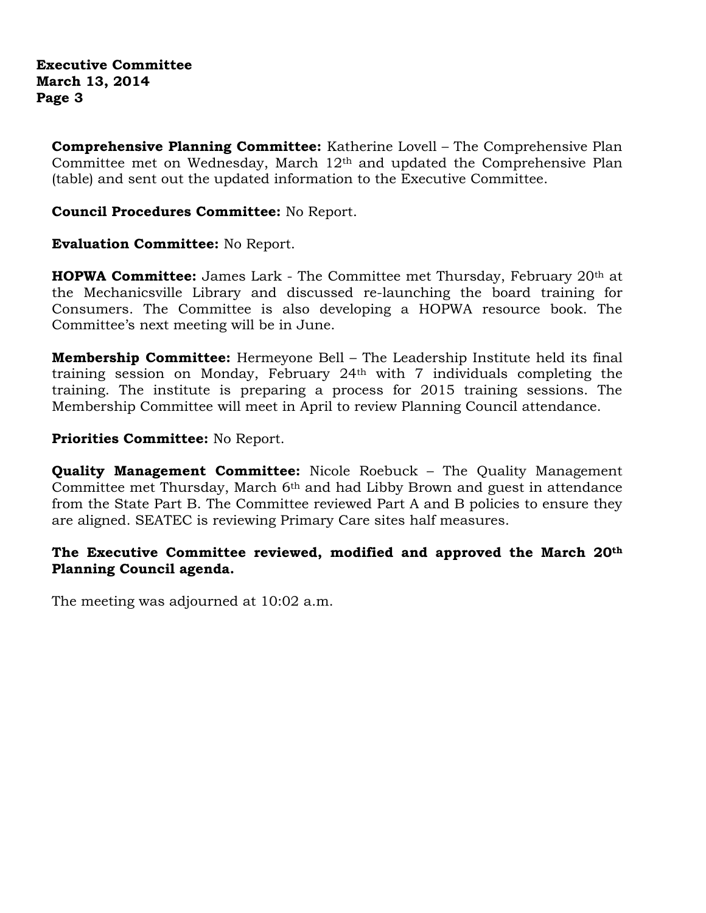**Comprehensive Planning Committee:** Katherine Lovell – The Comprehensive Plan Committee met on Wednesday, March 12th and updated the Comprehensive Plan (table) and sent out the updated information to the Executive Committee.

**Council Procedures Committee:** No Report.

**Evaluation Committee:** No Report.

**HOPWA Committee:** James Lark - The Committee met Thursday, February 20th at the Mechanicsville Library and discussed re-launching the board training for Consumers. The Committee is also developing a HOPWA resource book. The Committee's next meeting will be in June.

**Membership Committee:** Hermeyone Bell – The Leadership Institute held its final training session on Monday, February 24th with 7 individuals completing the training. The institute is preparing a process for 2015 training sessions. The Membership Committee will meet in April to review Planning Council attendance.

**Priorities Committee:** No Report.

**Quality Management Committee:** Nicole Roebuck – The Quality Management Committee met Thursday, March 6th and had Libby Brown and guest in attendance from the State Part B. The Committee reviewed Part A and B policies to ensure they are aligned. SEATEC is reviewing Primary Care sites half measures.

**The Executive Committee reviewed, modified and approved the March 20th Planning Council agenda.**

The meeting was adjourned at 10:02 a.m.